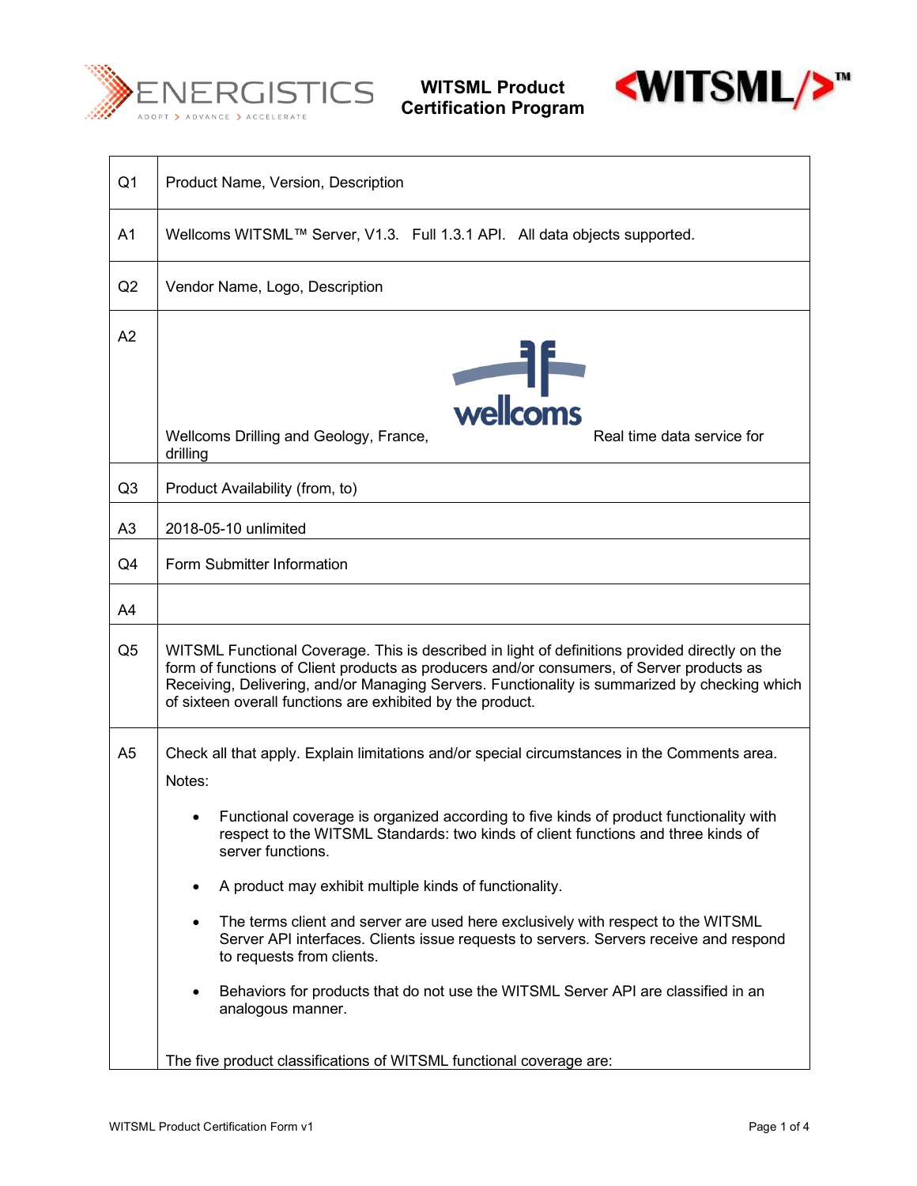**WITSML Product Certification Program**

| | |
|---|---|
| Q1 | Product Name, Version, Description |
| A1 | Wellcoms WITSML™ Server, V1.3. Full 1.3.1 API. All data objects supported. |
| Q2 | Vendor Name, Logo, Description |
| A2 | Wellcoms Drilling and Geology, France, Real time data service for drilling |
| Q3 | Product Availability (from, to) |
| A3 | 2018-05-10 unlimited |
| Q4 | Form Submitter Information |
| A4 | |
| Q5 | WITSML Functional Coverage. This is described in light of definitions provided directly on the form of functions of Client products as producers and/or consumers, of Server products as Receiving, Delivering, and/or Managing Servers. Functionality is summarized by checking which of sixteen overall functions are exhibited by the product. |
| A5 | Check all that apply. Explain limitations and/or special circumstances in the Comments area.<br>Notes:<br>• Functional coverage is organized according to five kinds of product functionality with respect to the WITSML Standards: two kinds of client functions and three kinds of server functions.<br>• A product may exhibit multiple kinds of functionality.<br>• The terms client and server are used here exclusively with respect to the WITSML Server API interfaces. Clients issue requests to servers. Servers receive and respond to requests from clients.<br>• Behaviors for products that do not use the WITSML Server API are classified in an analogous manner.<br>The five product classifications of WITSML functional coverage are: |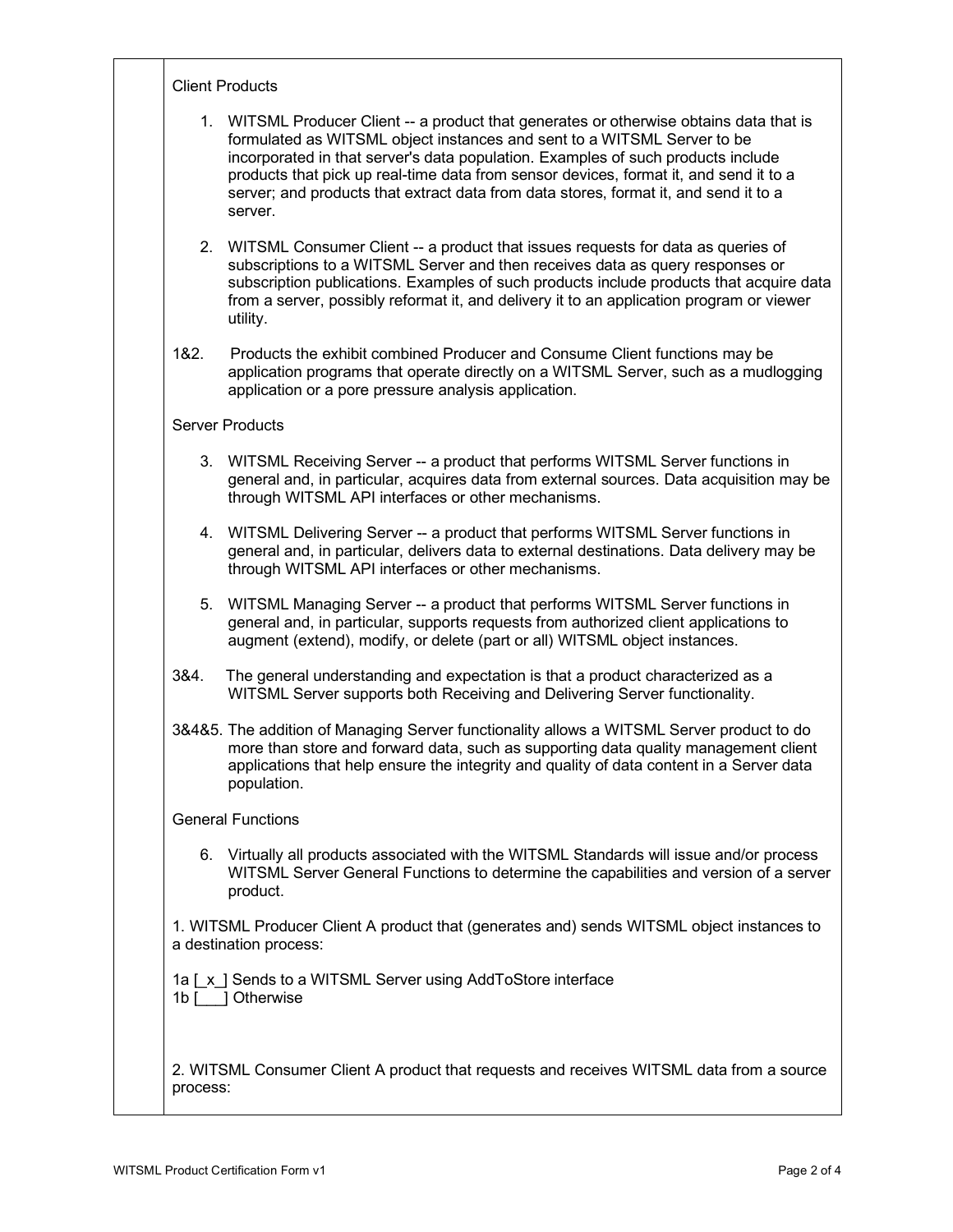Client Products

1. WITSML Producer Client -- a product that generates or otherwise obtains data that is formulated as WITSML object instances and sent to a WITSML Server to be incorporated in that server's data population. Examples of such products include products that pick up real-time data from sensor devices, format it, and send it to a server; and products that extract data from data stores, format it, and send it to a server.

2. WITSML Consumer Client -- a product that issues requests for data as queries of subscriptions to a WITSML Server and then receives data as query responses or subscription publications. Examples of such products include products that acquire data from a server, possibly reformat it, and delivery it to an application program or viewer utility.

1&2. Products the exhibit combined Producer and Consume Client functions may be application programs that operate directly on a WITSML Server, such as a mudlogging application or a pore pressure analysis application.

Server Products

3. WITSML Receiving Server -- a product that performs WITSML Server functions in general and, in particular, acquires data from external sources. Data acquisition may be through WITSML API interfaces or other mechanisms.

4. WITSML Delivering Server -- a product that performs WITSML Server functions in general and, in particular, delivers data to external destinations. Data delivery may be through WITSML API interfaces or other mechanisms.

5. WITSML Managing Server -- a product that performs WITSML Server functions in general and, in particular, supports requests from authorized client applications to augment (extend), modify, or delete (part or all) WITSML object instances.

3&4. The general understanding and expectation is that a product characterized as a WITSML Server supports both Receiving and Delivering Server functionality.

3&4&5. The addition of Managing Server functionality allows a WITSML Server product to do more than store and forward data, such as supporting data quality management client applications that help ensure the integrity and quality of data content in a Server data population.

General Functions

6. Virtually all products associated with the WITSML Standards will issue and/or process WITSML Server General Functions to determine the capabilities and version of a server product.

1. WITSML Producer Client A product that (generates and) sends WITSML object instances to a destination process:

1a [_x_] Sends to a WITSML Server using AddToStore interface
1b [___] Otherwise

2. WITSML Consumer Client A product that requests and receives WITSML data from a source process: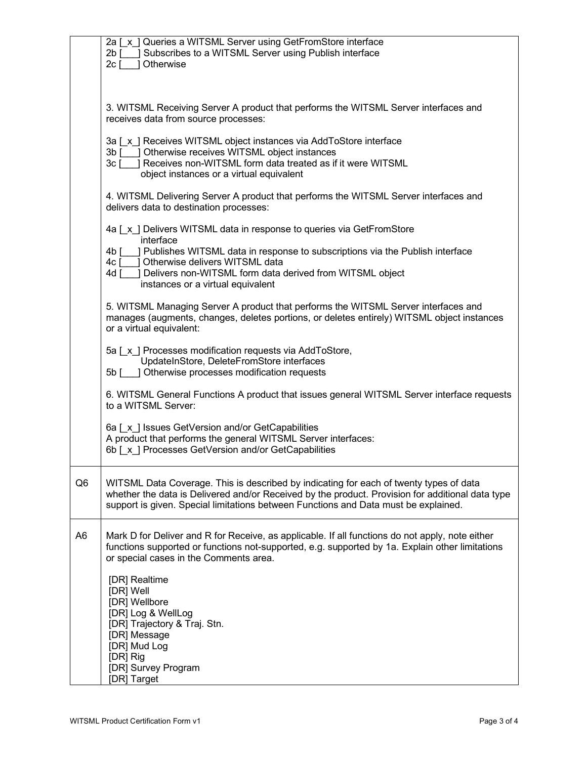| | |
|---|---|
| | 2a [_x_] Queries a WITSML Server using GetFromStore interface<br>2b [___] Subscribes to a WITSML Server using Publish interface<br>2c [___] Otherwise<br><br>3. WITSML Receiving Server A product that performs the WITSML Server interfaces and receives data from source processes:<br><br>3a [_x_] Receives WITSML object instances via AddToStore interface<br>3b [___] Otherwise receives WITSML object instances<br>3c [___] Receives non-WITSML form data treated as if it were WITSML object instances or a virtual equivalent<br><br>4. WITSML Delivering Server A product that performs the WITSML Server interfaces and delivers data to destination processes:<br><br>4a [_x_] Delivers WITSML data in response to queries via GetFromStore interface<br>4b [___] Publishes WITSML data in response to subscriptions via the Publish interface<br>4c [___] Otherwise delivers WITSML data<br>4d [___] Delivers non-WITSML form data derived from WITSML object instances or a virtual equivalent<br><br>5. WITSML Managing Server A product that performs the WITSML Server interfaces and manages (augments, changes, deletes portions, or deletes entirely) WITSML object instances or a virtual equivalent:<br><br>5a [_x_] Processes modification requests via AddToStore, UpdateInStore, DeleteFromStore interfaces<br>5b [___] Otherwise processes modification requests<br><br>6. WITSML General Functions A product that issues general WITSML Server interface requests to a WITSML Server:<br><br>6a [_x_] Issues GetVersion and/or GetCapabilities<br>A product that performs the general WITSML Server interfaces:<br>6b [_x_] Processes GetVersion and/or GetCapabilities |
| Q6 | WITSML Data Coverage. This is described by indicating for each of twenty types of data whether the data is Delivered and/or Received by the product. Provision for additional data type support is given. Special limitations between Functions and Data must be explained. |
| A6 | Mark D for Deliver and R for Receive, as applicable. If all functions do not apply, note either functions supported or functions not-supported, e.g. supported by 1a. Explain other limitations or special cases in the Comments area.<br><br>[DR] Realtime<br>[DR] Well<br>[DR] Wellbore<br>[DR] Log & WellLog<br>[DR] Trajectory & Traj. Stn.<br>[DR] Message<br>[DR] Mud Log<br>[DR] Rig<br>[DR] Survey Program<br>[DR] Target |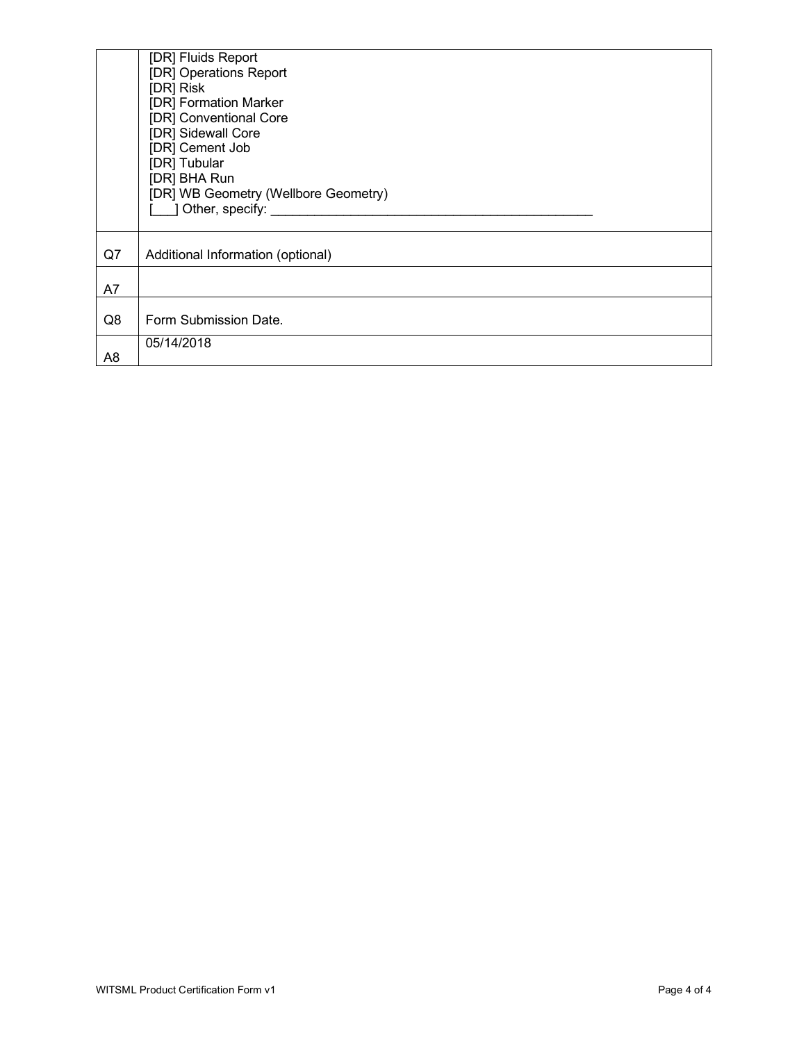| | |
|---|---|
| | [DR] Fluids Report<br>[DR] Operations Report<br>[DR] Risk<br>[DR] Formation Marker<br>[DR] Conventional Core<br>[DR] Sidewall Core<br>[DR] Cement Job<br>[DR] Tubular<br>[DR] BHA Run<br>[DR] WB Geometry (Wellbore Geometry)<br>[___] Other, specify: ___________________________________________ |
| Q7 | Additional Information (optional) |
| A7 | |
| Q8 | Form Submission Date. |
| A8 | 05/14/2018 |